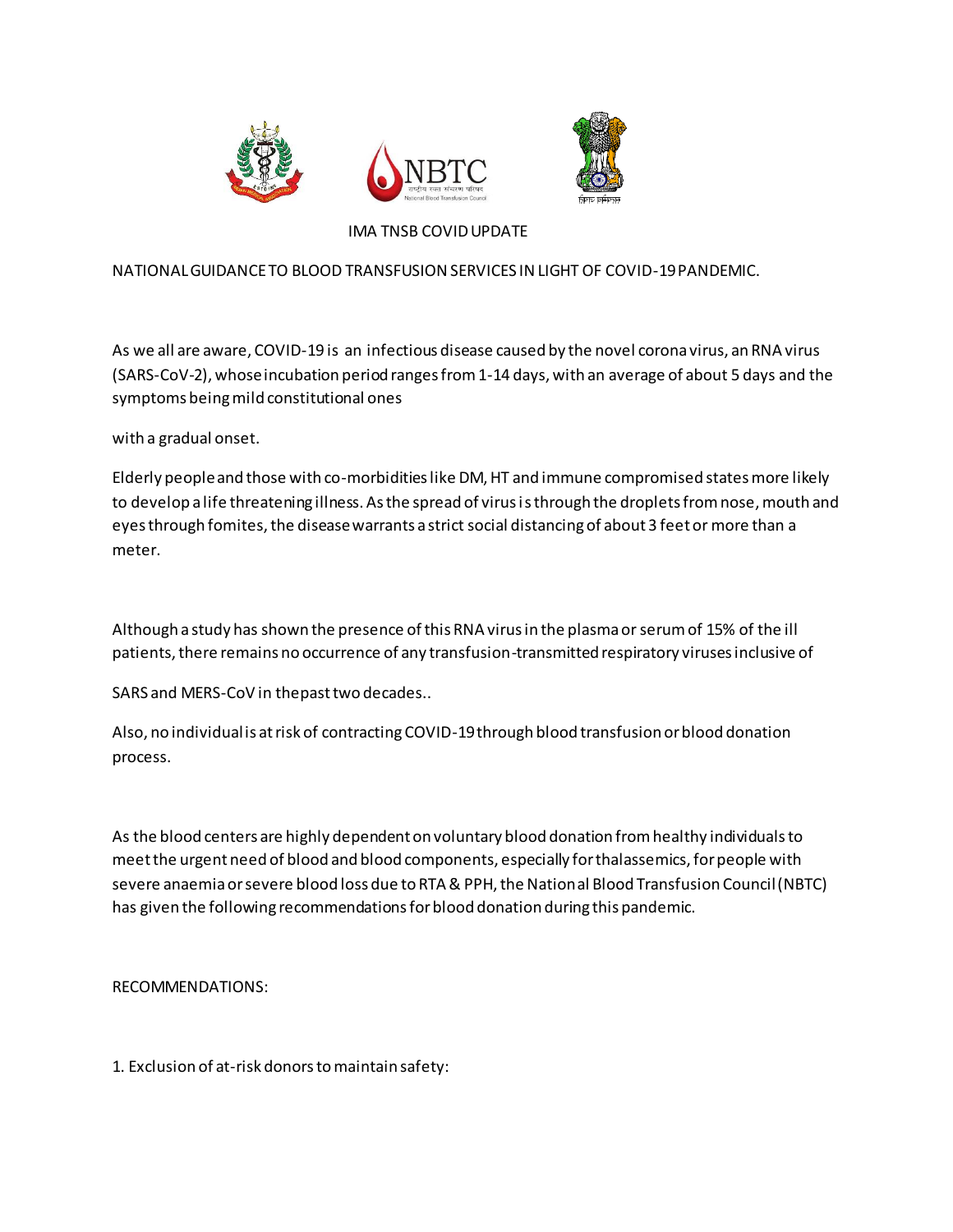IMA TNSB COVID UPDATE

NATIONAL GUIDANCE TO BLOOD TRANSFUSION SERVICES IN LIGHT OF COVID-19 PANDEMIC.

As we all are aware, COVID-19 is an infectious disease caused by the novel corona virus, an RNA virus (SARS-CoV-2), whose incubation period ranges from 1-14 days, with an average of about 5 days and the symptoms being mild constitutional ones

with a gradual onset.

Elderly people and those with co-morbidities like DM, HT and immune compromised states more likely to develop a life threatening illness. As the spread of virus is through the droplets from nose, mouth and eyes through fomites, the disease warrants a strict social distancing of about 3 feet or more than a meter.

Although a study has shown the presence of this RNA virus in the plasma or serum of 15% of the ill patients, there remains no occurrence of any transfusion-transmitted respiratory viruses inclusive of

SARS and MERS-CoV in the past two decades..

Also, no individual is at risk of contracting COVID-19 through blood transfusion or blood donation process.

As the blood centers are highly dependent on voluntary blood donation from healthy individuals to meet the urgent need of blood and blood components, especially for thalassemics, for people with severe anaemia or severe blood loss due to RTA & PPH, the National Blood Transfusion Council (NBTC) has given the following recommendations for blood donation during this pandemic.

RECOMMENDATIONS:

1. Exclusion of at-risk donors to maintain safety: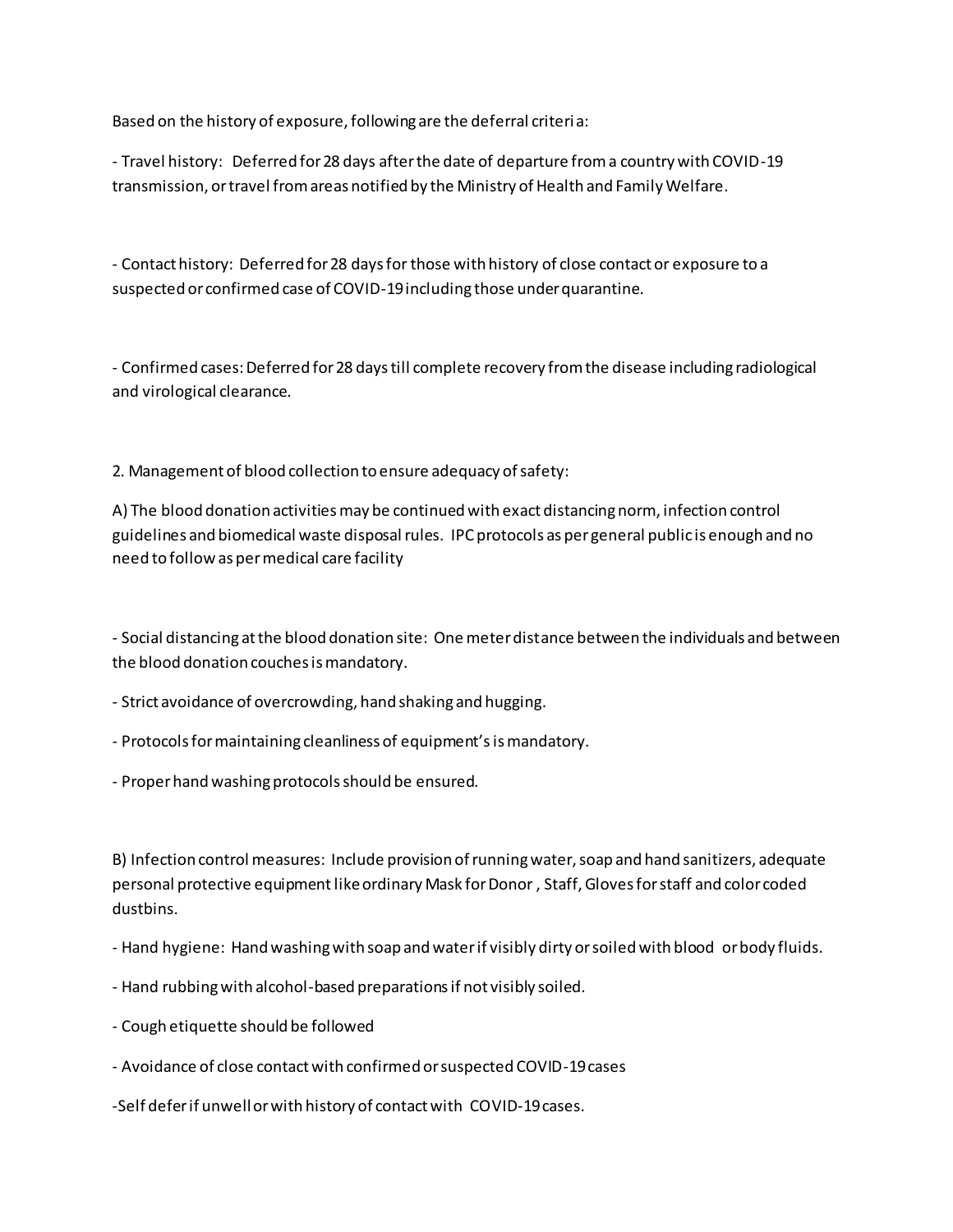Based on the history of exposure, following are the deferral criteria:

- Travel history: Deferred for 28 days after the date of departure from a country with COVID-19 transmission, or travel from areas notified by the Ministry of Health and Family Welfare.

- Contact history: Deferred for 28 days for those with history of close contact or exposure to a suspected or confirmed case of COVID-19 including those under quarantine.

- Confirmed cases: Deferred for 28 days till complete recovery from the disease including radiological and virological clearance.

2. Management of blood collection to ensure adequacy of safety:

A) The blood donation activities may be continued with exact distancing norm, infection control guidelines and biomedical waste disposal rules. IPC protocols as per general public is enough and no need to follow as per medical care facility

- Social distancing at the blood donation site: One meter distance between the individuals and between the blood donation couches is mandatory.
- Strict avoidance of overcrowding, hand shaking and hugging.
- Protocols for maintaining cleanliness of equipment's is mandatory.
- Proper hand washing protocols should be ensured.

B) Infection control measures: Include provision of running water, soap and hand sanitizers, adequate personal protective equipment like ordinary Mask for Donor , Staff, Gloves for staff and color coded dustbins.

- Hand hygiene: Hand washing with soap and water if visibly dirty or soiled with blood or body fluids.
- Hand rubbing with alcohol-based preparations if not visibly soiled.
- Cough etiquette should be followed
- Avoidance of close contact with confirmed or suspected COVID-19 cases
- Self defer if unwell or with history of contact with COVID-19 cases.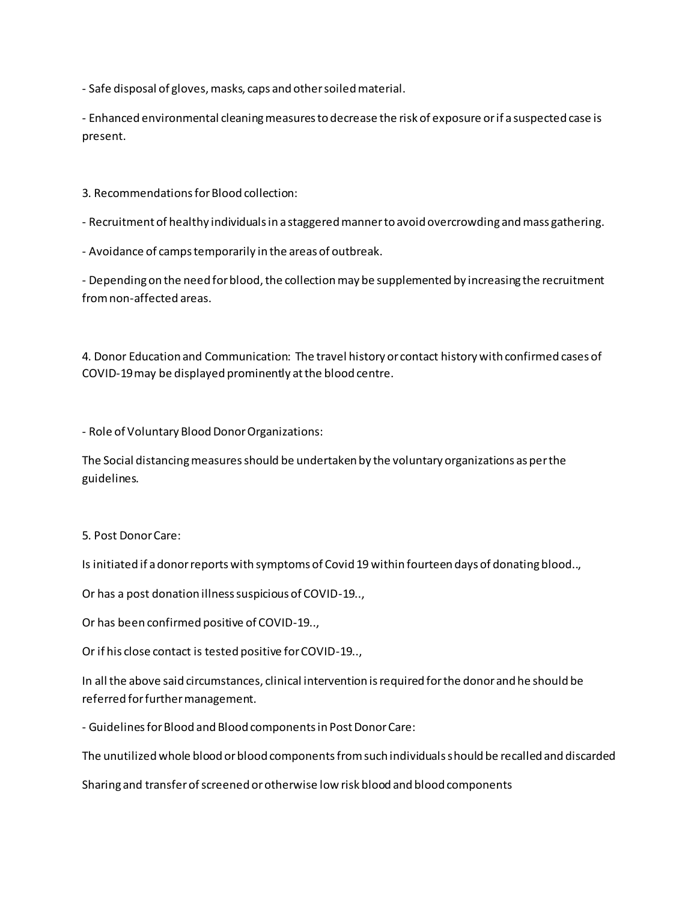- Safe disposal of gloves, masks, caps and other soiled material.

- Enhanced environmental cleaning measures to decrease the risk of exposure or if a suspected case is present.

3. Recommendations for Blood collection:

- Recruitment of healthy individuals in a staggered manner to avoid overcrowding and mass gathering.

- Avoidance of camps temporarily in the areas of outbreak.

- Depending on the need for blood, the collection may be supplemented by increasing the recruitment from non-affected areas.

4. Donor Education and Communication: The travel history or contact history with confirmed cases of COVID-19 may be displayed prominently at the blood centre.

- Role of Voluntary Blood Donor Organizations:

The Social distancing measures should be undertaken by the voluntary organizations as per the guidelines.

5. Post Donor Care:

Is initiated if a donor reports with symptoms of Covid 19 within fourteen days of donating blood..,

Or has a post donation illness suspicious of COVID-19..,

Or has been confirmed positive of COVID-19..,

Or if his close contact is tested positive for COVID-19..,

In all the above said circumstances, clinical intervention is required for the donor and he should be referred for further management.

- Guidelines for Blood and Blood components in Post Donor Care:

The unutilized whole blood or blood components from such individuals should be recalled and discarded

Sharing and transfer of screened or otherwise low risk blood and blood components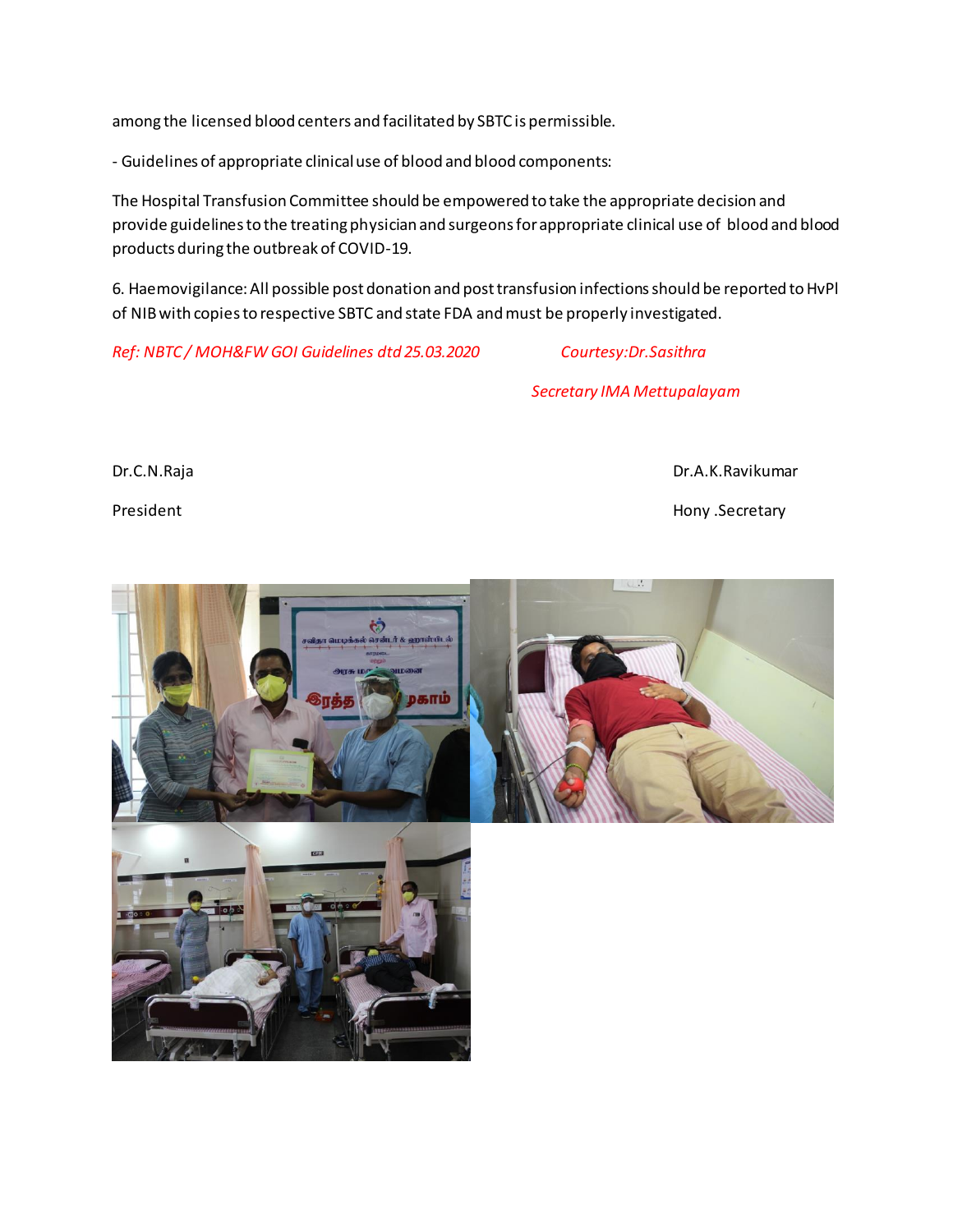among the licensed blood centers and facilitated by SBTC is permissible.

- Guidelines of appropriate clinical use of blood and blood components:

The Hospital Transfusion Committee should be empowered to take the appropriate decision and provide guidelines to the treating physician and surgeons for appropriate clinical use of blood and blood products during the outbreak of COVID-19.

6. Haemovigilance: All possible post donation and post transfusion infections should be reported to HvPI of NIB with copies to respective SBTC and state FDA and must be properly investigated.

*Ref: NBTC / MOH&FW GOI Guidelines dtd 25.03.2020*

*Courtesy:Dr.Sasithra*

*Secretary IMA Mettupalayam*

Dr.C.N.Raja

President

Dr.A.K.Ravikumar

Hony .Secretary